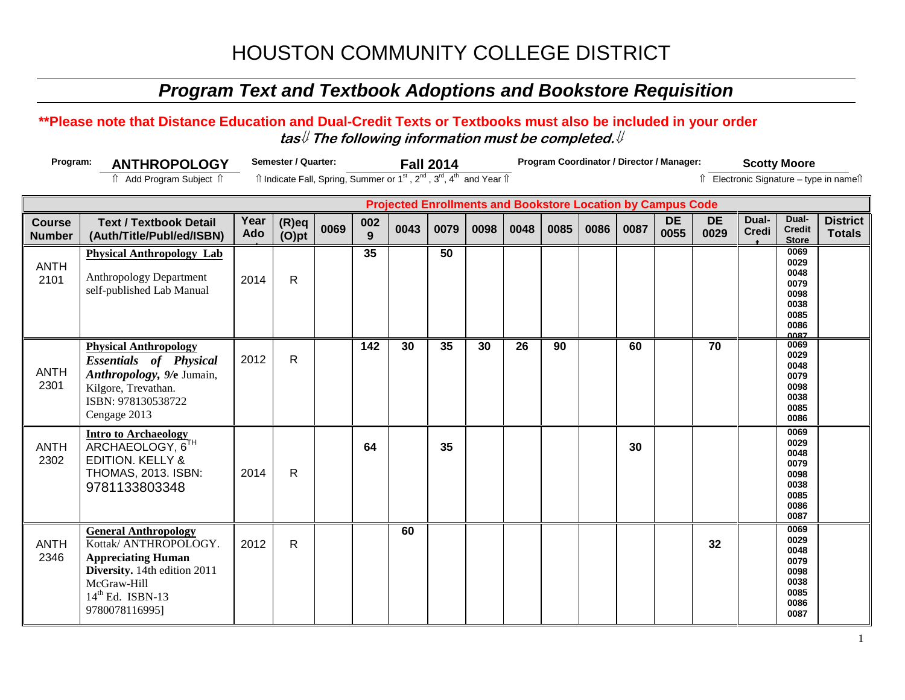# HOUSTON COMMUNITY COLLEGE DISTRICT

## *Program Text and Textbook Adoptions and Bookstore Requisition*

**\*\*Please note that Distance Education and Dual-Credit Texts or Textbooks must also be included in your order**

***tas⇓ The following information must be completed.⇓***

**Program:** **ANTHROPOLOGY** ⇑ Add Program Subject ⇑

**Semester / Quarter:** **Fall 2014** ⇑ Indicate Fall, Spring, Summer or 1st, 2nd, 3rd, 4th and Year ⇑

**Program Coordinator / Director / Manager:** **Scotty Moore** ⇑ Electronic Signature – type in name⇑

| Course Number | Text / Textbook Detail (Auth/Title/Publ/ed/ISBN) | Year Adopt | (R)eq (O)pt | Projected Enrollments and Bookstore Location by Campus Code | | | | | | | | | | | | | | |
|---|---|---|---|---|---|---|---|---|---|---|---|---|---|---|---|---|---|---|
| | | | | 0069 | 0029 | 0043 | 0079 | 0098 | 0048 | 0085 | 0086 | 0087 | DE 0055 | DE 0029 | Dual-Credit | Dual-Credit Store | District Totals |
| ANTH 2101 | **Physical Anthropology Lab** Anthropology Department self-published Lab Manual | 2014 | R | | 35 | | 50 | | | | | | | | | 0069 0029 0048 0079 0098 0038 0085 0086 0087 | |
| ANTH 2301 | **Physical Anthropology** ***Essentials of Physical Anthropology, 9/e*** Jumain, Kilgore, Trevathan. ISBN: 978130538722 Cengage 2013 | 2012 | R | | 142 | 30 | 35 | 30 | 26 | 90 | | 60 | | 70 | | 0069 0029 0048 0079 0098 0038 0085 0086 | |
| ANTH 2302 | **Intro to Archaeology** ARCHAEOLOGY, 6TH EDITION. KELLY & THOMAS, 2013. ISBN: 9781133803348 | 2014 | R | | 64 | | 35 | | | | | 30 | | | | 0069 0029 0048 0079 0098 0038 0085 0086 0087 | |
| ANTH 2346 | **General Anthropology** Kottak/ ANTHROPOLOGY. **Appreciating Human Diversity.** 14th edition 2011 McGraw-Hill 14th Ed. ISBN-13 9780078116995] | 2012 | R | | | 60 | | | | | | | | 32 | | 0069 0029 0048 0079 0098 0038 0085 0086 0087 | |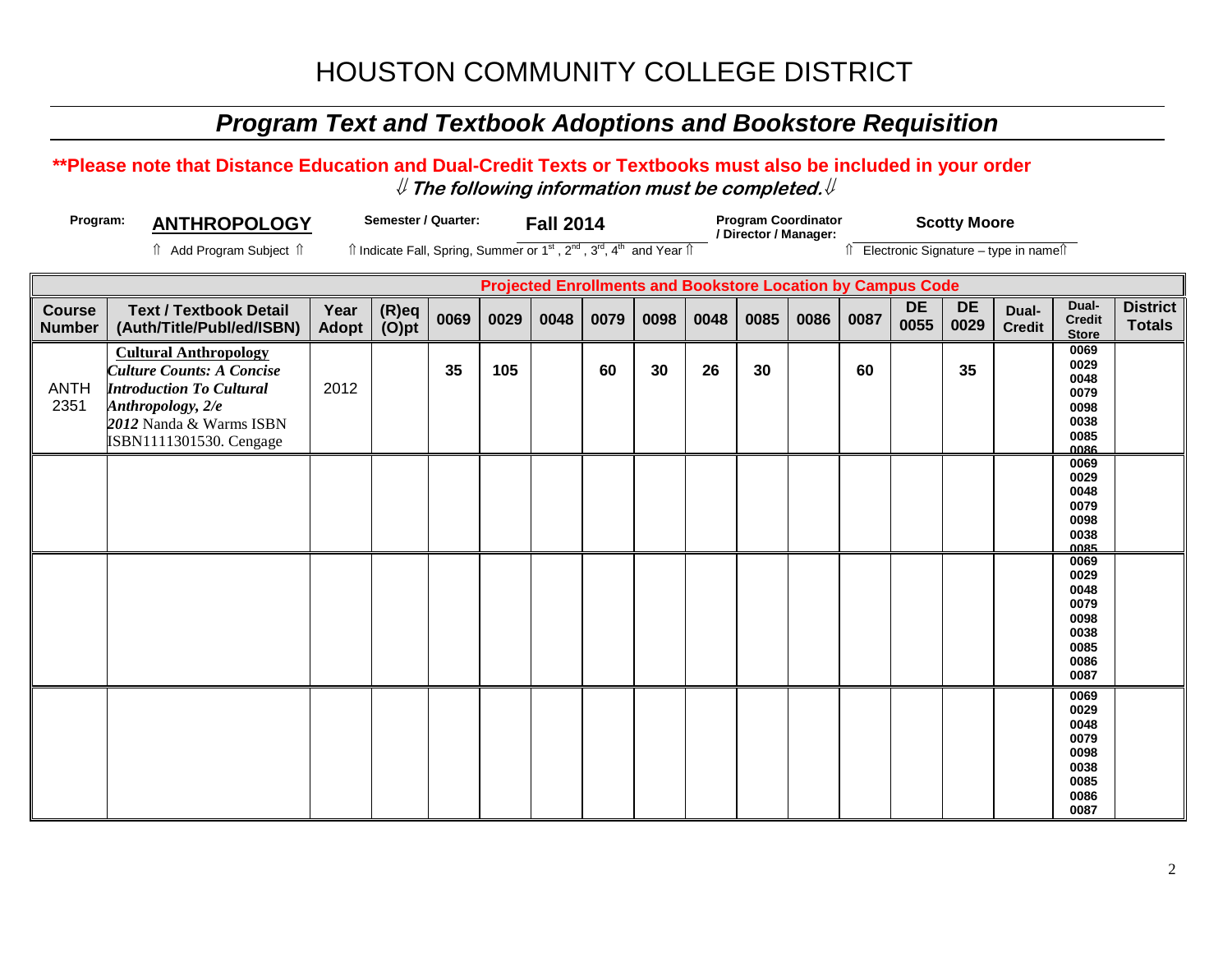# HOUSTON COMMUNITY COLLEGE DISTRICT

## *Program Text and Textbook Adoptions and Bookstore Requisition*

**\*\*Please note that Distance Education and Dual-Credit Texts or Textbooks must also be included in your order**

⇓ ***The following information must be completed.*** ⇓

**Program:** **ANTHROPOLOGY** ⇑ Add Program Subject ⇑

**Semester / Quarter:** **Fall 2014** ⇑ Indicate Fall, Spring, Summer or 1st, 2nd, 3rd, 4th and Year ⇑

**Program Coordinator / Director / Manager:** **Scotty Moore** ⇑ Electronic Signature – type in name ⇑

| | | | | Projected Enrollments and Bookstore Location by Campus Code | | | | | | | | | | | | | |
|---|---|---|---|---|---|---|---|---|---|---|---|---|---|---|---|---|---|
| **Course Number** | **Text / Textbook Detail (Auth/Title/Publ/ed/ISBN)** | **Year Adopt** | **(R)eq (O)pt** | **0069** | **0029** | **0048** | **0079** | **0098** | **0048** | **0085** | **0086** | **0087** | **DE 0055** | **DE 0029** | **Dual-Credit** | **Dual-Credit Store** | **District Totals** |
| ANTH 2351 | **Cultural Anthropology** ***Culture Counts: A Concise Introduction To Cultural Anthropology, 2/e*** ***2012*** Nanda & Warms ISBN ISBN1111301530. Cengage | 2012 | | 35 | 105 | | 60 | 30 | 26 | 30 | | 60 | | 35 | | 0069 0029 0048 0079 0098 0038 0085 0086 | |
| | | | | | | | | | | | | | | | | 0069 0029 0048 0079 0098 0038 0085 | |
| | | | | | | | | | | | | | | | | 0069 0029 0048 0079 0098 0038 0085 0086 0087 | |
| | | | | | | | | | | | | | | | | 0069 0029 0048 0079 0098 0038 0085 0086 0087 | |